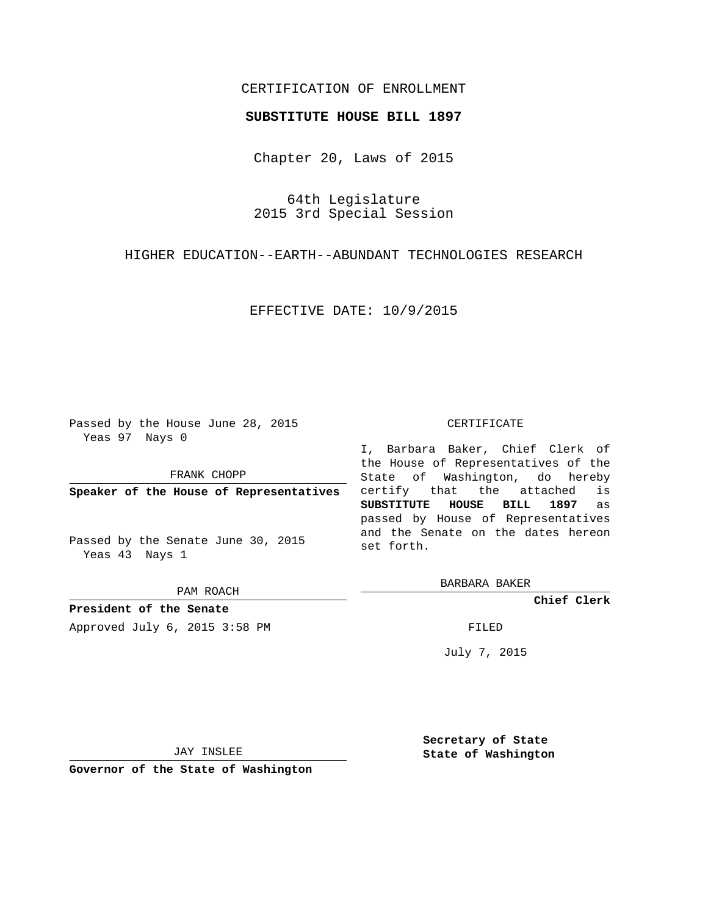CERTIFICATION OF ENROLLMENT

**SUBSTITUTE HOUSE BILL 1897**

Chapter 20, Laws of 2015

64th Legislature
2015 3rd Special Session

HIGHER EDUCATION--EARTH--ABUNDANT TECHNOLOGIES RESEARCH

EFFECTIVE DATE: 10/9/2015

Passed by the House June 28, 2015
Yeas 97 Nays 0

FRANK CHOPP

**Speaker of the House of Representatives**

Passed by the Senate June 30, 2015
Yeas 43 Nays 1

PAM ROACH

**President of the Senate**

Approved July 6, 2015 3:58 PM

JAY INSLEE

**Governor of the State of Washington**

CERTIFICATE

I, Barbara Baker, Chief Clerk of the House of Representatives of the State of Washington, do hereby certify that the attached is **SUBSTITUTE HOUSE BILL 1897** as passed by House of Representatives and the Senate on the dates hereon set forth.

BARBARA BAKER

**Chief Clerk**

FILED

July 7, 2015

**Secretary of State**
**State of Washington**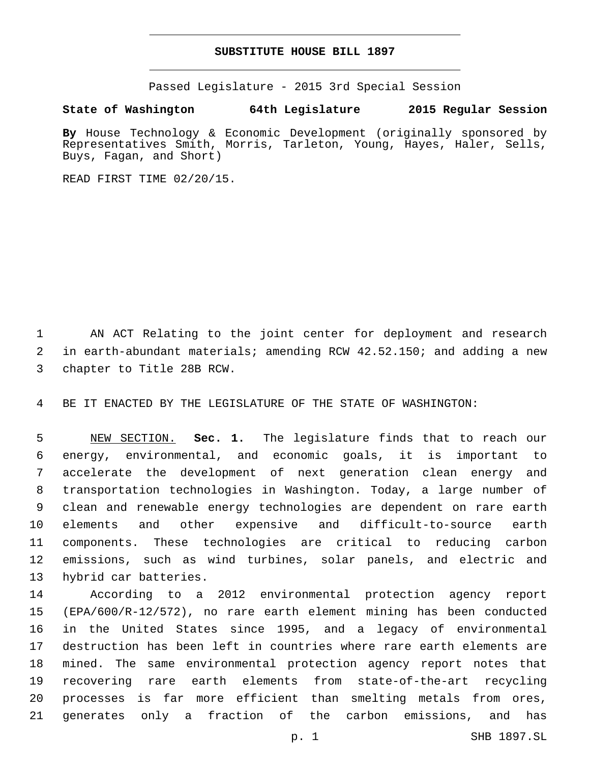# SUBSTITUTE HOUSE BILL 1897

Passed Legislature - 2015 3rd Special Session

**State of Washington 64th Legislature 2015 Regular Session**

**By** House Technology & Economic Development (originally sponsored by Representatives Smith, Morris, Tarleton, Young, Hayes, Haler, Sells, Buys, Fagan, and Short)

READ FIRST TIME 02/20/15.

1 AN ACT Relating to the joint center for deployment and research
2 in earth-abundant materials; amending RCW 42.52.150; and adding a new
3 chapter to Title 28B RCW.

4 BE IT ENACTED BY THE LEGISLATURE OF THE STATE OF WASHINGTON:

5 NEW SECTION. **Sec. 1.** The legislature finds that to reach our
6 energy, environmental, and economic goals, it is important to
7 accelerate the development of next generation clean energy and
8 transportation technologies in Washington. Today, a large number of
9 clean and renewable energy technologies are dependent on rare earth
10 elements and other expensive and difficult-to-source earth
11 components. These technologies are critical to reducing carbon
12 emissions, such as wind turbines, solar panels, and electric and
13 hybrid car batteries.

14 According to a 2012 environmental protection agency report
15 (EPA/600/R-12/572), no rare earth element mining has been conducted
16 in the United States since 1995, and a legacy of environmental
17 destruction has been left in countries where rare earth elements are
18 mined. The same environmental protection agency report notes that
19 recovering rare earth elements from state-of-the-art recycling
20 processes is far more efficient than smelting metals from ores,
21 generates only a fraction of the carbon emissions, and has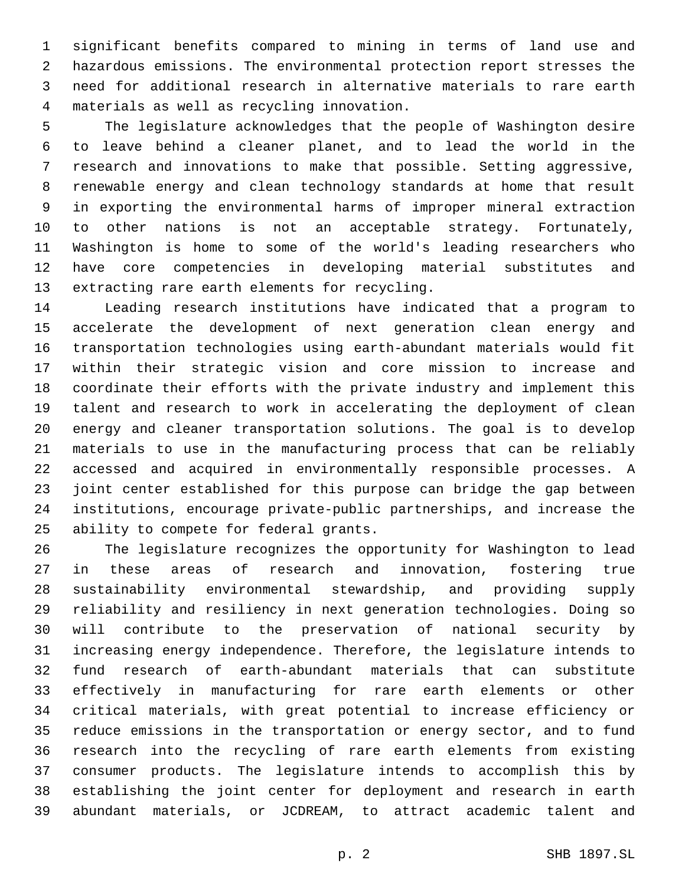significant benefits compared to mining in terms of land use and hazardous emissions. The environmental protection report stresses the need for additional research in alternative materials to rare earth materials as well as recycling innovation.

The legislature acknowledges that the people of Washington desire to leave behind a cleaner planet, and to lead the world in the research and innovations to make that possible. Setting aggressive, renewable energy and clean technology standards at home that result in exporting the environmental harms of improper mineral extraction to other nations is not an acceptable strategy. Fortunately, Washington is home to some of the world's leading researchers who have core competencies in developing material substitutes and extracting rare earth elements for recycling.

Leading research institutions have indicated that a program to accelerate the development of next generation clean energy and transportation technologies using earth-abundant materials would fit within their strategic vision and core mission to increase and coordinate their efforts with the private industry and implement this talent and research to work in accelerating the deployment of clean energy and cleaner transportation solutions. The goal is to develop materials to use in the manufacturing process that can be reliably accessed and acquired in environmentally responsible processes. A joint center established for this purpose can bridge the gap between institutions, encourage private-public partnerships, and increase the ability to compete for federal grants.

The legislature recognizes the opportunity for Washington to lead in these areas of research and innovation, fostering true sustainability environmental stewardship, and providing supply reliability and resiliency in next generation technologies. Doing so will contribute to the preservation of national security by increasing energy independence. Therefore, the legislature intends to fund research of earth-abundant materials that can substitute effectively in manufacturing for rare earth elements or other critical materials, with great potential to increase efficiency or reduce emissions in the transportation or energy sector, and to fund research into the recycling of rare earth elements from existing consumer products. The legislature intends to accomplish this by establishing the joint center for deployment and research in earth abundant materials, or JCDREAM, to attract academic talent and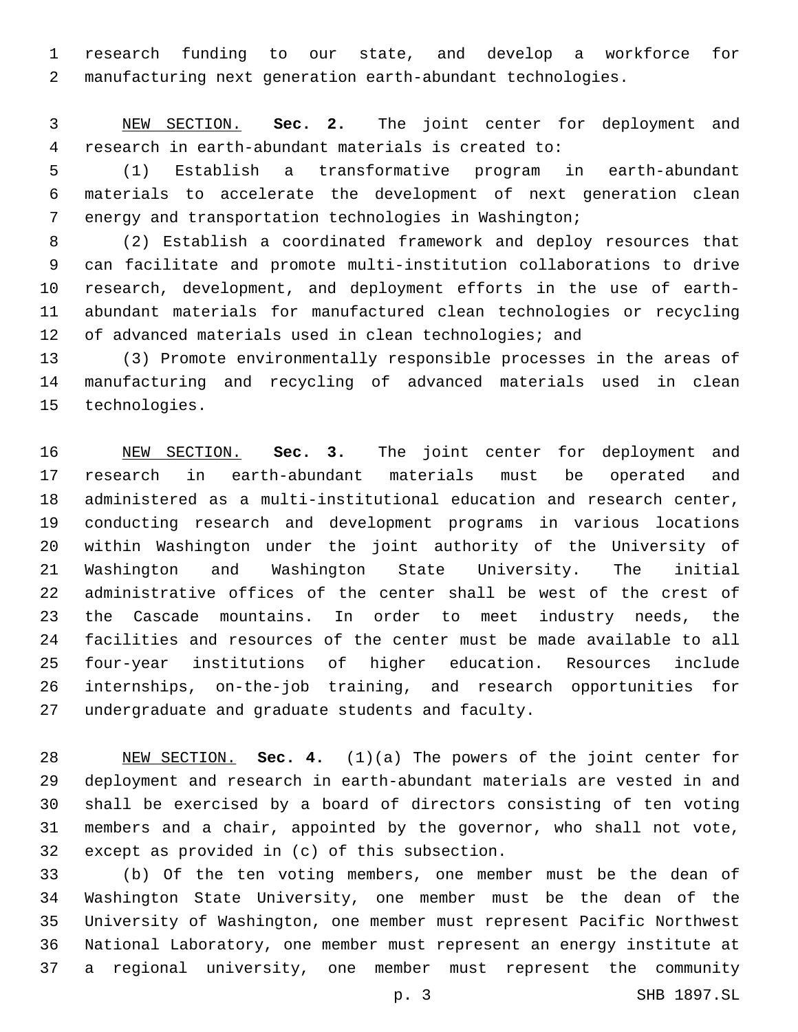research funding to our state, and develop a workforce for manufacturing next generation earth-abundant technologies.

NEW SECTION. **Sec. 2.** The joint center for deployment and research in earth-abundant materials is created to:

(1) Establish a transformative program in earth-abundant materials to accelerate the development of next generation clean energy and transportation technologies in Washington;

(2) Establish a coordinated framework and deploy resources that can facilitate and promote multi-institution collaborations to drive research, development, and deployment efforts in the use of earth-abundant materials for manufactured clean technologies or recycling of advanced materials used in clean technologies; and

(3) Promote environmentally responsible processes in the areas of manufacturing and recycling of advanced materials used in clean technologies.

NEW SECTION. **Sec. 3.** The joint center for deployment and research in earth-abundant materials must be operated and administered as a multi-institutional education and research center, conducting research and development programs in various locations within Washington under the joint authority of the University of Washington and Washington State University. The initial administrative offices of the center shall be west of the crest of the Cascade mountains. In order to meet industry needs, the facilities and resources of the center must be made available to all four-year institutions of higher education. Resources include internships, on-the-job training, and research opportunities for undergraduate and graduate students and faculty.

NEW SECTION. **Sec. 4.** (1)(a) The powers of the joint center for deployment and research in earth-abundant materials are vested in and shall be exercised by a board of directors consisting of ten voting members and a chair, appointed by the governor, who shall not vote, except as provided in (c) of this subsection.

(b) Of the ten voting members, one member must be the dean of Washington State University, one member must be the dean of the University of Washington, one member must represent Pacific Northwest National Laboratory, one member must represent an energy institute at a regional university, one member must represent the community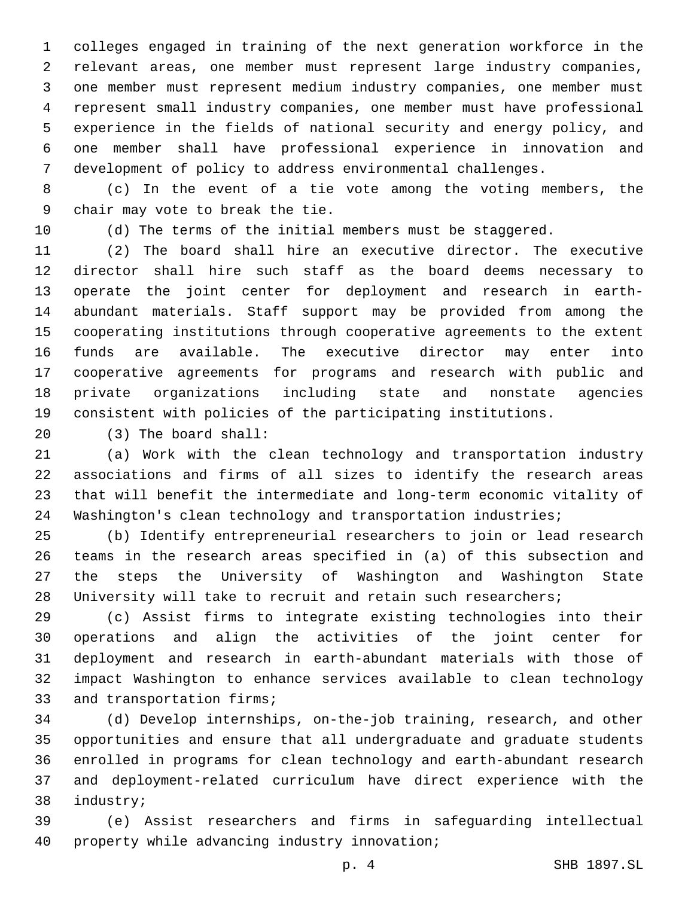colleges engaged in training of the next generation workforce in the relevant areas, one member must represent large industry companies, one member must represent medium industry companies, one member must represent small industry companies, one member must have professional experience in the fields of national security and energy policy, and one member shall have professional experience in innovation and development of policy to address environmental challenges.

(c) In the event of a tie vote among the voting members, the chair may vote to break the tie.

(d) The terms of the initial members must be staggered.

(2) The board shall hire an executive director. The executive director shall hire such staff as the board deems necessary to operate the joint center for deployment and research in earth-abundant materials. Staff support may be provided from among the cooperating institutions through cooperative agreements to the extent funds are available. The executive director may enter into cooperative agreements for programs and research with public and private organizations including state and nonstate agencies consistent with policies of the participating institutions.

(3) The board shall:

(a) Work with the clean technology and transportation industry associations and firms of all sizes to identify the research areas that will benefit the intermediate and long-term economic vitality of Washington's clean technology and transportation industries;

(b) Identify entrepreneurial researchers to join or lead research teams in the research areas specified in (a) of this subsection and the steps the University of Washington and Washington State University will take to recruit and retain such researchers;

(c) Assist firms to integrate existing technologies into their operations and align the activities of the joint center for deployment and research in earth-abundant materials with those of impact Washington to enhance services available to clean technology and transportation firms;

(d) Develop internships, on-the-job training, research, and other opportunities and ensure that all undergraduate and graduate students enrolled in programs for clean technology and earth-abundant research and deployment-related curriculum have direct experience with the industry;

(e) Assist researchers and firms in safeguarding intellectual property while advancing industry innovation;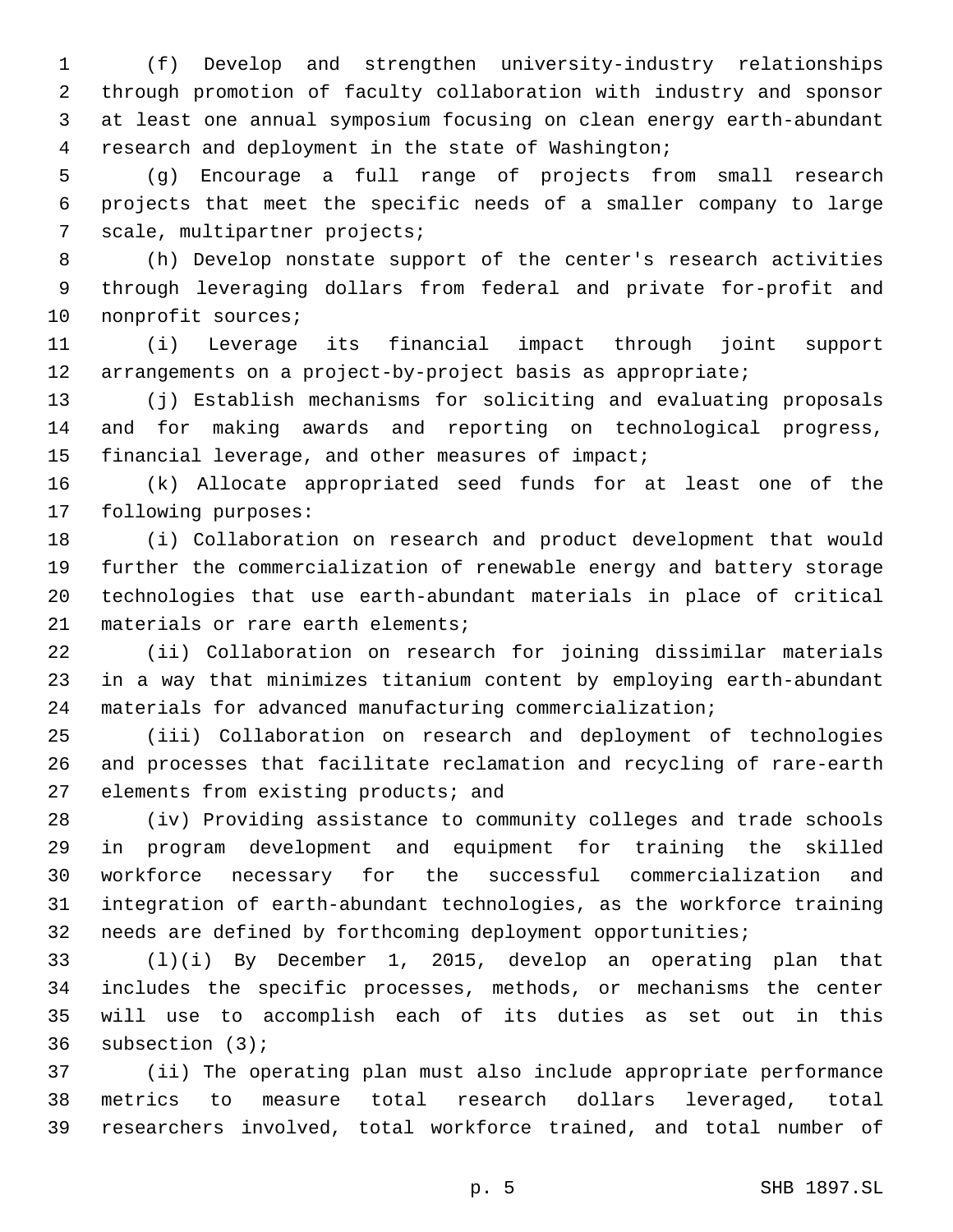(f) Develop and strengthen university-industry relationships through promotion of faculty collaboration with industry and sponsor at least one annual symposium focusing on clean energy earth-abundant research and deployment in the state of Washington;

(g) Encourage a full range of projects from small research projects that meet the specific needs of a smaller company to large scale, multipartner projects;

(h) Develop nonstate support of the center's research activities through leveraging dollars from federal and private for-profit and nonprofit sources;

(i) Leverage its financial impact through joint support arrangements on a project-by-project basis as appropriate;

(j) Establish mechanisms for soliciting and evaluating proposals and for making awards and reporting on technological progress, financial leverage, and other measures of impact;

(k) Allocate appropriated seed funds for at least one of the following purposes:

(i) Collaboration on research and product development that would further the commercialization of renewable energy and battery storage technologies that use earth-abundant materials in place of critical materials or rare earth elements;

(ii) Collaboration on research for joining dissimilar materials in a way that minimizes titanium content by employing earth-abundant materials for advanced manufacturing commercialization;

(iii) Collaboration on research and deployment of technologies and processes that facilitate reclamation and recycling of rare-earth elements from existing products; and

(iv) Providing assistance to community colleges and trade schools in program development and equipment for training the skilled workforce necessary for the successful commercialization and integration of earth-abundant technologies, as the workforce training needs are defined by forthcoming deployment opportunities;

(l)(i) By December 1, 2015, develop an operating plan that includes the specific processes, methods, or mechanisms the center will use to accomplish each of its duties as set out in this subsection (3);

(ii) The operating plan must also include appropriate performance metrics to measure total research dollars leveraged, total researchers involved, total workforce trained, and total number of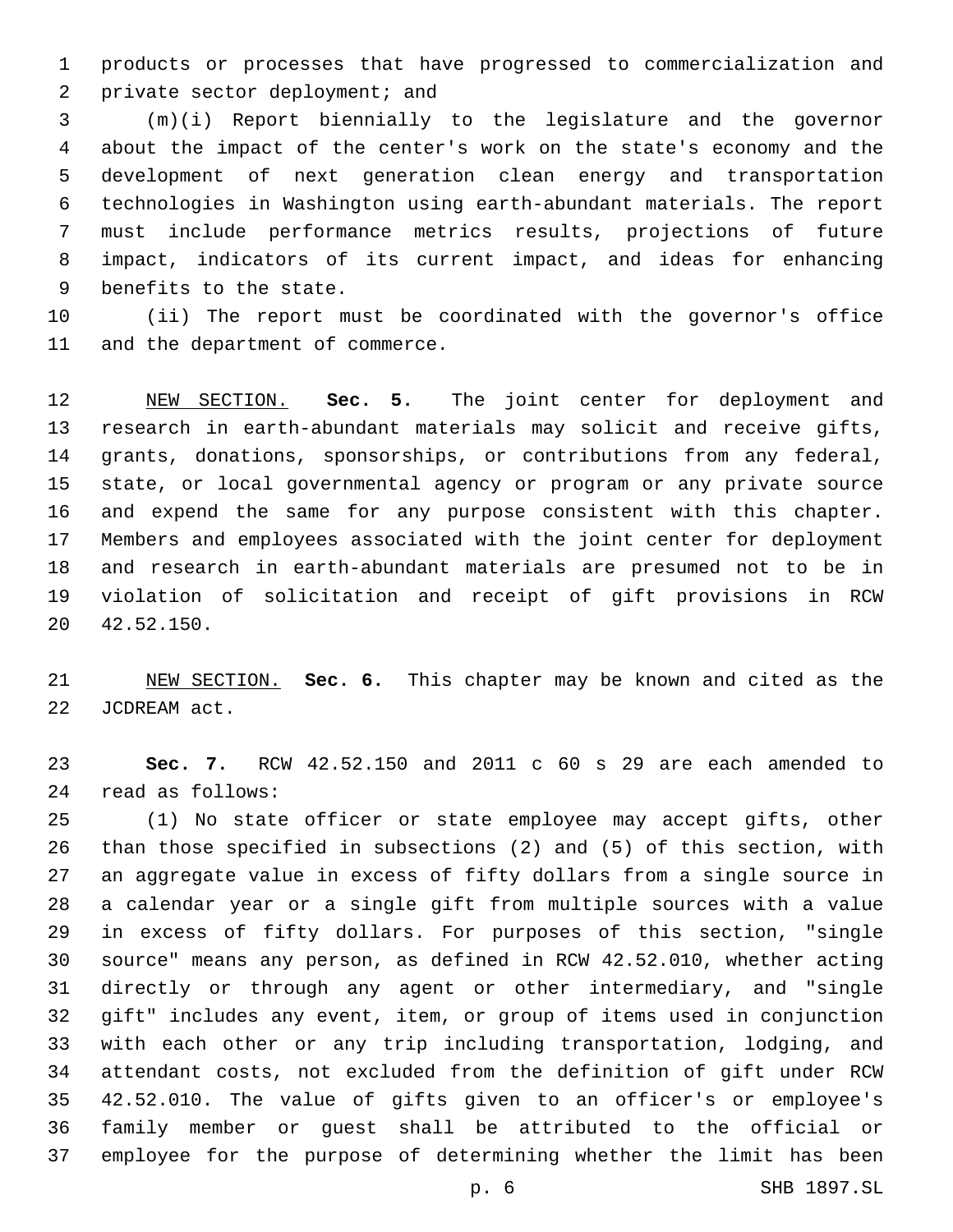products or processes that have progressed to commercialization and private sector deployment; and

(m)(i) Report biennially to the legislature and the governor about the impact of the center's work on the state's economy and the development of next generation clean energy and transportation technologies in Washington using earth-abundant materials. The report must include performance metrics results, projections of future impact, indicators of its current impact, and ideas for enhancing benefits to the state.

(ii) The report must be coordinated with the governor's office and the department of commerce.

NEW SECTION. **Sec. 5.** The joint center for deployment and research in earth-abundant materials may solicit and receive gifts, grants, donations, sponsorships, or contributions from any federal, state, or local governmental agency or program or any private source and expend the same for any purpose consistent with this chapter. Members and employees associated with the joint center for deployment and research in earth-abundant materials are presumed not to be in violation of solicitation and receipt of gift provisions in RCW 42.52.150.

NEW SECTION. **Sec. 6.** This chapter may be known and cited as the JCDREAM act.

**Sec. 7.** RCW 42.52.150 and 2011 c 60 s 29 are each amended to read as follows:

(1) No state officer or state employee may accept gifts, other than those specified in subsections (2) and (5) of this section, with an aggregate value in excess of fifty dollars from a single source in a calendar year or a single gift from multiple sources with a value in excess of fifty dollars. For purposes of this section, "single source" means any person, as defined in RCW 42.52.010, whether acting directly or through any agent or other intermediary, and "single gift" includes any event, item, or group of items used in conjunction with each other or any trip including transportation, lodging, and attendant costs, not excluded from the definition of gift under RCW 42.52.010. The value of gifts given to an officer's or employee's family member or guest shall be attributed to the official or employee for the purpose of determining whether the limit has been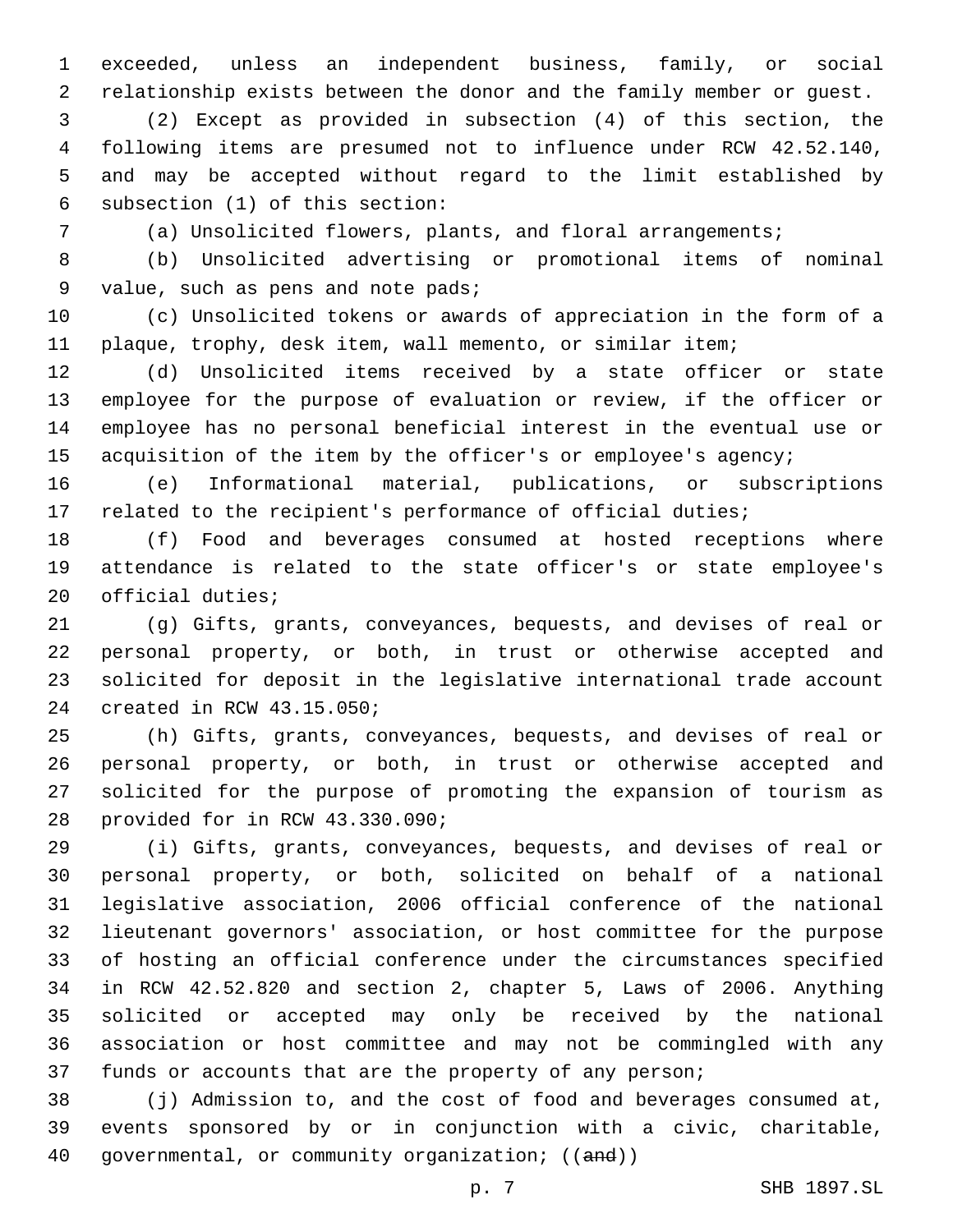exceeded, unless an independent business, family, or social relationship exists between the donor and the family member or guest.

(2) Except as provided in subsection (4) of this section, the following items are presumed not to influence under RCW 42.52.140, and may be accepted without regard to the limit established by subsection (1) of this section:

(a) Unsolicited flowers, plants, and floral arrangements;

(b) Unsolicited advertising or promotional items of nominal value, such as pens and note pads;

(c) Unsolicited tokens or awards of appreciation in the form of a plaque, trophy, desk item, wall memento, or similar item;

(d) Unsolicited items received by a state officer or state employee for the purpose of evaluation or review, if the officer or employee has no personal beneficial interest in the eventual use or acquisition of the item by the officer's or employee's agency;

(e) Informational material, publications, or subscriptions related to the recipient's performance of official duties;

(f) Food and beverages consumed at hosted receptions where attendance is related to the state officer's or state employee's official duties;

(g) Gifts, grants, conveyances, bequests, and devises of real or personal property, or both, in trust or otherwise accepted and solicited for deposit in the legislative international trade account created in RCW 43.15.050;

(h) Gifts, grants, conveyances, bequests, and devises of real or personal property, or both, in trust or otherwise accepted and solicited for the purpose of promoting the expansion of tourism as provided for in RCW 43.330.090;

(i) Gifts, grants, conveyances, bequests, and devises of real or personal property, or both, solicited on behalf of a national legislative association, 2006 official conference of the national lieutenant governors' association, or host committee for the purpose of hosting an official conference under the circumstances specified in RCW 42.52.820 and section 2, chapter 5, Laws of 2006. Anything solicited or accepted may only be received by the national association or host committee and may not be commingled with any funds or accounts that are the property of any person;

(j) Admission to, and the cost of food and beverages consumed at, events sponsored by or in conjunction with a civic, charitable, governmental, or community organization; ((~~and~~))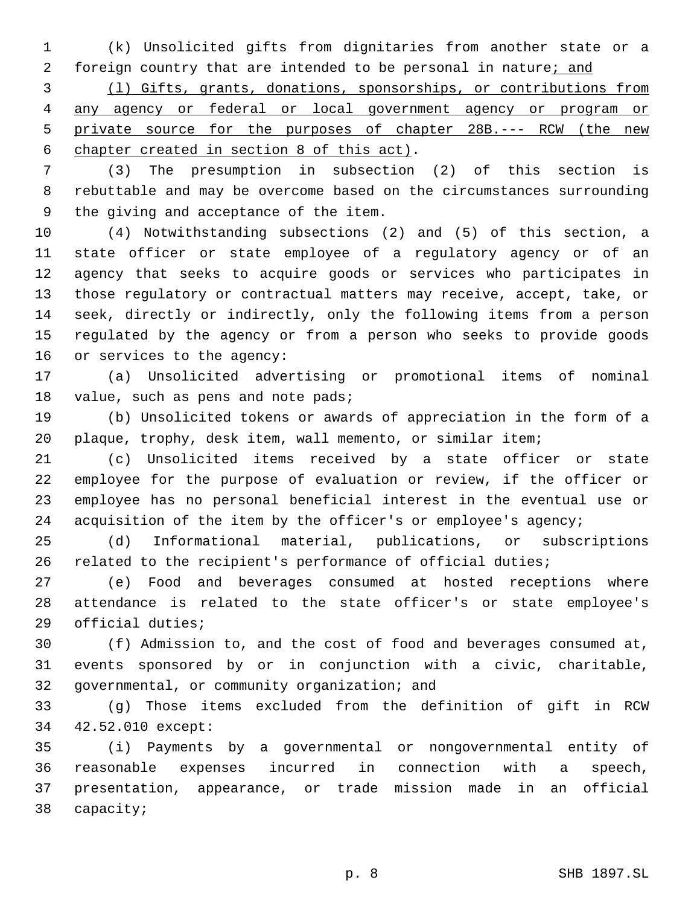(k) Unsolicited gifts from dignitaries from another state or a foreign country that are intended to be personal in nature; and

(l) Gifts, grants, donations, sponsorships, or contributions from any agency or federal or local government agency or program or private source for the purposes of chapter 28B.--- RCW (the new chapter created in section 8 of this act).

(3) The presumption in subsection (2) of this section is rebuttable and may be overcome based on the circumstances surrounding the giving and acceptance of the item.

(4) Notwithstanding subsections (2) and (5) of this section, a state officer or state employee of a regulatory agency or of an agency that seeks to acquire goods or services who participates in those regulatory or contractual matters may receive, accept, take, or seek, directly or indirectly, only the following items from a person regulated by the agency or from a person who seeks to provide goods or services to the agency:

(a) Unsolicited advertising or promotional items of nominal value, such as pens and note pads;

(b) Unsolicited tokens or awards of appreciation in the form of a plaque, trophy, desk item, wall memento, or similar item;

(c) Unsolicited items received by a state officer or state employee for the purpose of evaluation or review, if the officer or employee has no personal beneficial interest in the eventual use or acquisition of the item by the officer's or employee's agency;

(d) Informational material, publications, or subscriptions related to the recipient's performance of official duties;

(e) Food and beverages consumed at hosted receptions where attendance is related to the state officer's or state employee's official duties;

(f) Admission to, and the cost of food and beverages consumed at, events sponsored by or in conjunction with a civic, charitable, governmental, or community organization; and

(g) Those items excluded from the definition of gift in RCW 42.52.010 except:

(i) Payments by a governmental or nongovernmental entity of reasonable expenses incurred in connection with a speech, presentation, appearance, or trade mission made in an official capacity;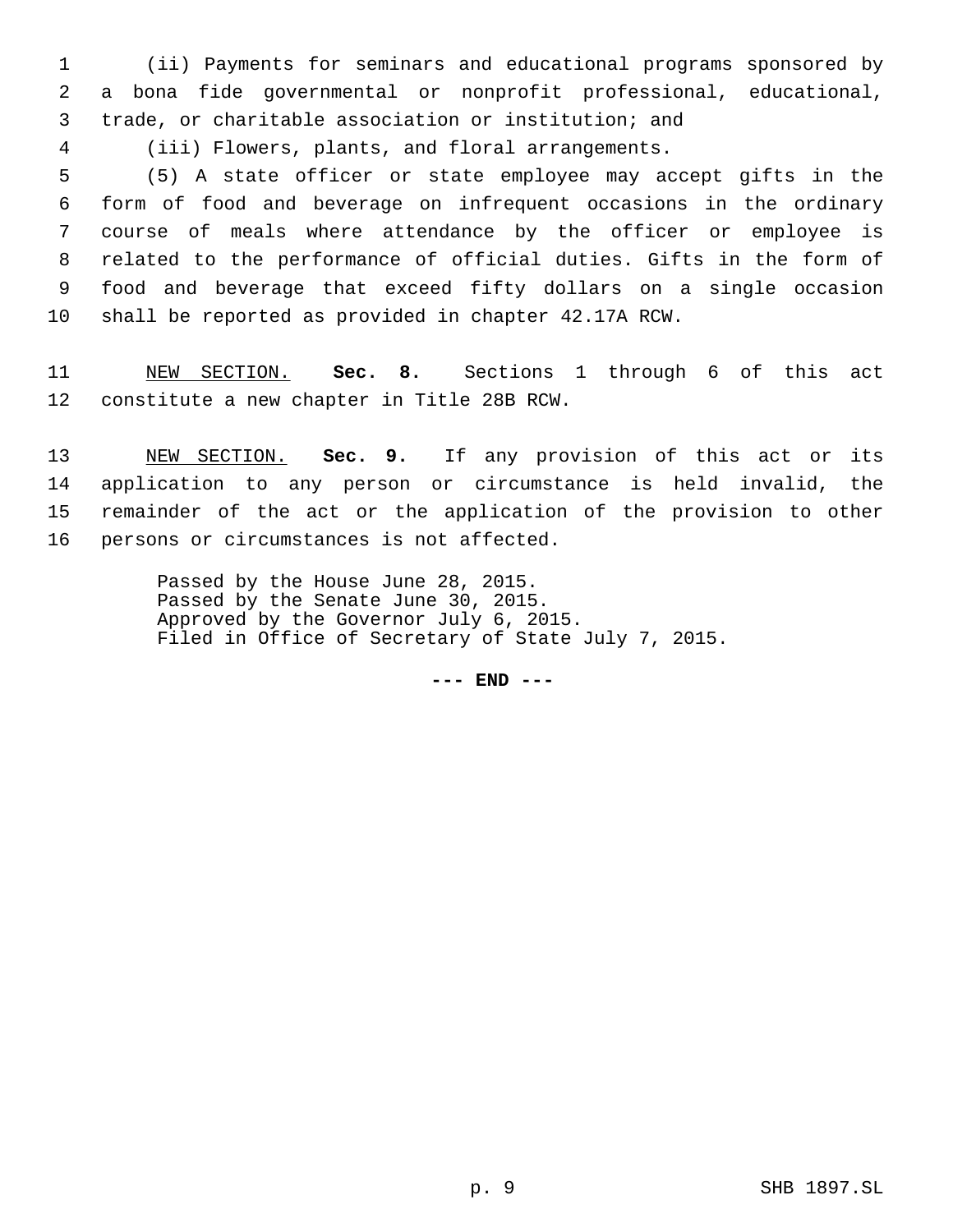(ii) Payments for seminars and educational programs sponsored by a bona fide governmental or nonprofit professional, educational, trade, or charitable association or institution; and

(iii) Flowers, plants, and floral arrangements.

(5) A state officer or state employee may accept gifts in the form of food and beverage on infrequent occasions in the ordinary course of meals where attendance by the officer or employee is related to the performance of official duties. Gifts in the form of food and beverage that exceed fifty dollars on a single occasion shall be reported as provided in chapter 42.17A RCW.

NEW SECTION. **Sec. 8.** Sections 1 through 6 of this act constitute a new chapter in Title 28B RCW.

NEW SECTION. **Sec. 9.** If any provision of this act or its application to any person or circumstance is held invalid, the remainder of the act or the application of the provision to other persons or circumstances is not affected.

Passed by the House June 28, 2015.
Passed by the Senate June 30, 2015.
Approved by the Governor July 6, 2015.
Filed in Office of Secretary of State July 7, 2015.

**--- END ---**